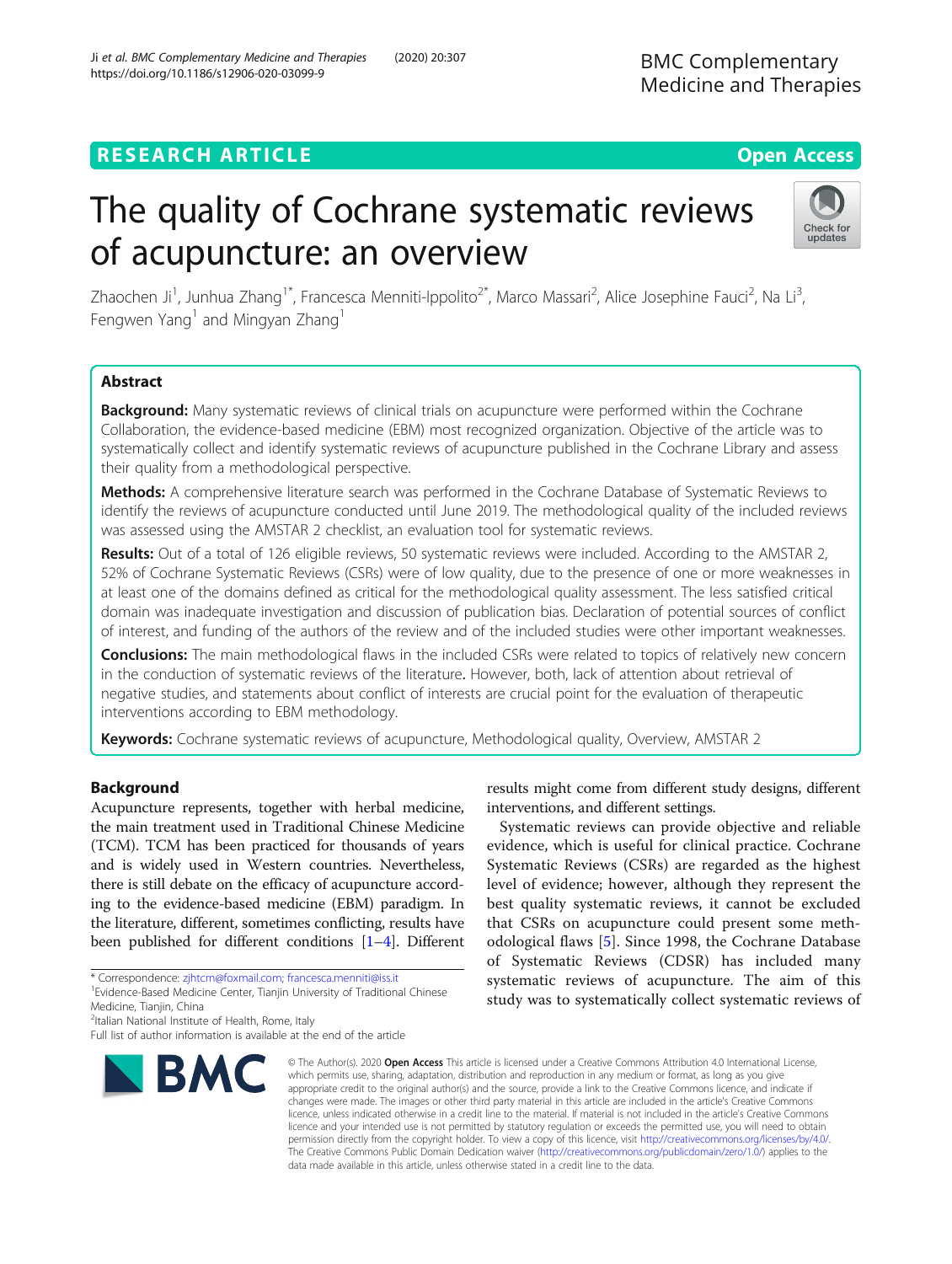# The quality of Cochrane systematic reviews of acupuncture: an overview

Zhaochen Ji[1], Junhua Zhang[1*], Francesca Menniti-Ippolito[2*], Marco Massari[2], Alice Josephine Fauci[2], Na Li[3], Fengwen Yang[1] and Mingyan Zhang[1]

## Abstract

**Background:** Many systematic reviews of clinical trials on acupuncture were performed within the Cochrane Collaboration, the evidence-based medicine (EBM) most recognized organization. Objective of the article was to systematically collect and identify systematic reviews of acupuncture published in the Cochrane Library and assess their quality from a methodological perspective.

**Methods:** A comprehensive literature search was performed in the Cochrane Database of Systematic Reviews to identify the reviews of acupuncture conducted until June 2019. The methodological quality of the included reviews was assessed using the AMSTAR 2 checklist, an evaluation tool for systematic reviews.

**Results:** Out of a total of 126 eligible reviews, 50 systematic reviews were included. According to the AMSTAR 2, 52% of Cochrane Systematic Reviews (CSRs) were of low quality, due to the presence of one or more weaknesses in at least one of the domains defined as critical for the methodological quality assessment. The less satisfied critical domain was inadequate investigation and discussion of publication bias. Declaration of potential sources of conflict of interest, and funding of the authors of the review and of the included studies were other important weaknesses.

**Conclusions:** The main methodological flaws in the included CSRs were related to topics of relatively new concern in the conduction of systematic reviews of the literature. However, both, lack of attention about retrieval of negative studies, and statements about conflict of interests are crucial point for the evaluation of therapeutic interventions according to EBM methodology.

**Keywords:** Cochrane systematic reviews of acupuncture, Methodological quality, Overview, AMSTAR 2

## Background

Acupuncture represents, together with herbal medicine, the main treatment used in Traditional Chinese Medicine (TCM). TCM has been practiced for thousands of years and is widely used in Western countries. Nevertheless, there is still debate on the efficacy of acupuncture according to the evidence-based medicine (EBM) paradigm. In the literature, different, sometimes conflicting, results have been published for different conditions [1–4]. Different results might come from different study designs, different interventions, and different settings.

Systematic reviews can provide objective and reliable evidence, which is useful for clinical practice. Cochrane Systematic Reviews (CSRs) are regarded as the highest level of evidence; however, although they represent the best quality systematic reviews, it cannot be excluded that CSRs on acupuncture could present some methodological flaws [5]. Since 1998, the Cochrane Database of Systematic Reviews (CDSR) has included many systematic reviews of acupuncture. The aim of this study was to systematically collect systematic reviews of

\* Correspondence: zjhtcm@foxmail.com; francesca.menniti@iss.it
[1]Evidence-Based Medicine Center, Tianjin University of Traditional Chinese Medicine, Tianjin, China
[2]Italian National Institute of Health, Rome, Italy
Full list of author information is available at the end of the article

© The Author(s). 2020 **Open Access** This article is licensed under a Creative Commons Attribution 4.0 International License, which permits use, sharing, adaptation, distribution and reproduction in any medium or format, as long as you give appropriate credit to the original author(s) and the source, provide a link to the Creative Commons licence, and indicate if changes were made. The images or other third party material in this article are included in the article's Creative Commons licence, unless indicated otherwise in a credit line to the material. If material is not included in the article's Creative Commons licence and your intended use is not permitted by statutory regulation or exceeds the permitted use, you will need to obtain permission directly from the copyright holder. To view a copy of this licence, visit http://creativecommons.org/licenses/by/4.0/. The Creative Commons Public Domain Dedication waiver (http://creativecommons.org/publicdomain/zero/1.0/) applies to the data made available in this article, unless otherwise stated in a credit line to the data.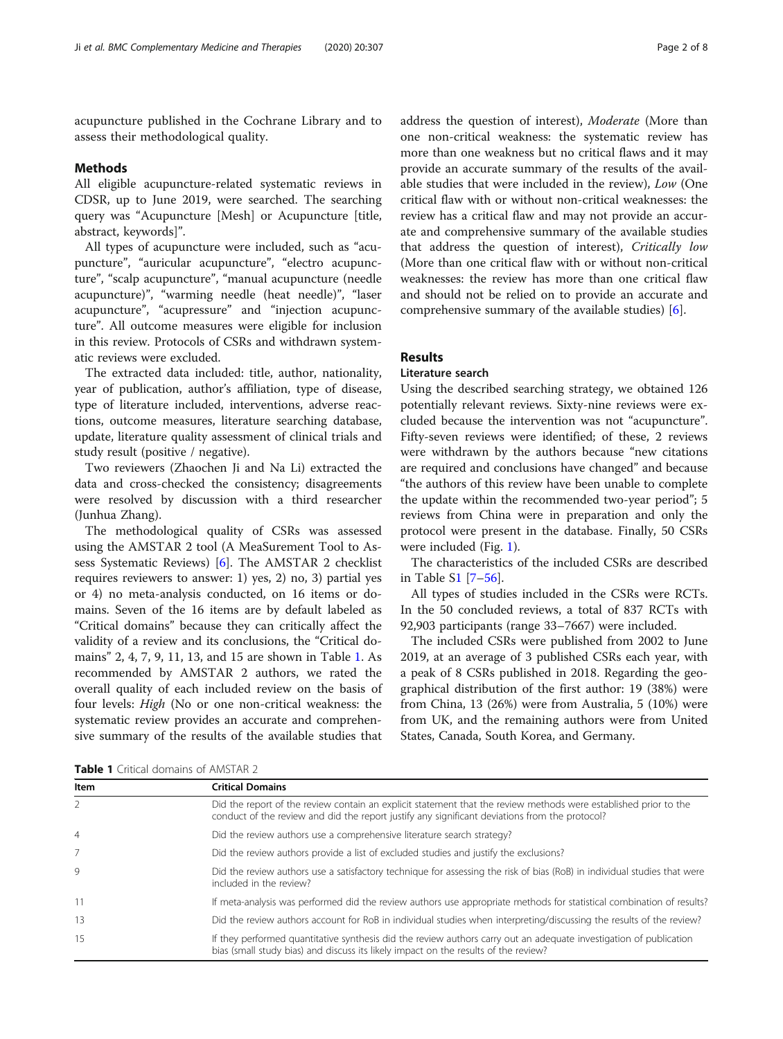acupuncture published in the Cochrane Library and to assess their methodological quality.

## Methods

All eligible acupuncture-related systematic reviews in CDSR, up to June 2019, were searched. The searching query was "Acupuncture [Mesh] or Acupuncture [title, abstract, keywords]".

All types of acupuncture were included, such as "acupuncture", "auricular acupuncture", "electro acupuncture", "scalp acupuncture", "manual acupuncture (needle acupuncture)", "warming needle (heat needle)", "laser acupuncture", "acupressure" and "injection acupuncture". All outcome measures were eligible for inclusion in this review. Protocols of CSRs and withdrawn systematic reviews were excluded.

The extracted data included: title, author, nationality, year of publication, author's affiliation, type of disease, type of literature included, interventions, adverse reactions, outcome measures, literature searching database, update, literature quality assessment of clinical trials and study result (positive / negative).

Two reviewers (Zhaochen Ji and Na Li) extracted the data and cross-checked the consistency; disagreements were resolved by discussion with a third researcher (Junhua Zhang).

The methodological quality of CSRs was assessed using the AMSTAR 2 tool (A MeaSurement Tool to Assess Systematic Reviews) [6]. The AMSTAR 2 checklist requires reviewers to answer: 1) yes, 2) no, 3) partial yes or 4) no meta-analysis conducted, on 16 items or domains. Seven of the 16 items are by default labeled as "Critical domains" because they can critically affect the validity of a review and its conclusions, the "Critical domains" 2, 4, 7, 9, 11, 13, and 15 are shown in Table 1. As recommended by AMSTAR 2 authors, we rated the overall quality of each included review on the basis of four levels: *High* (No or one non-critical weakness: the systematic review provides an accurate and comprehensive summary of the results of the available studies that address the question of interest), *Moderate* (More than one non-critical weakness: the systematic review has more than one weakness but no critical flaws and it may provide an accurate summary of the results of the available studies that were included in the review), *Low* (One critical flaw with or without non-critical weaknesses: the review has a critical flaw and may not provide an accurate and comprehensive summary of the available studies that address the question of interest), *Critically low* (More than one critical flaw with or without non-critical weaknesses: the review has more than one critical flaw and should not be relied on to provide an accurate and comprehensive summary of the available studies) [6].

**Table 1** Critical domains of AMSTAR 2

| Item | Critical Domains |
|---|---|
| 2 | Did the report of the review contain an explicit statement that the review methods were established prior to the conduct of the review and did the report justify any significant deviations from the protocol? |
| 4 | Did the review authors use a comprehensive literature search strategy? |
| 7 | Did the review authors provide a list of excluded studies and justify the exclusions? |
| 9 | Did the review authors use a satisfactory technique for assessing the risk of bias (RoB) in individual studies that were included in the review? |
| 11 | If meta-analysis was performed did the review authors use appropriate methods for statistical combination of results? |
| 13 | Did the review authors account for RoB in individual studies when interpreting/discussing the results of the review? |
| 15 | If they performed quantitative synthesis did the review authors carry out an adequate investigation of publication bias (small study bias) and discuss its likely impact on the results of the review? |

## Results

### Literature search

Using the described searching strategy, we obtained 126 potentially relevant reviews. Sixty-nine reviews were excluded because the intervention was not "acupuncture". Fifty-seven reviews were identified; of these, 2 reviews were withdrawn by the authors because "new citations are required and conclusions have changed" and because "the authors of this review have been unable to complete the update within the recommended two-year period"; 5 reviews from China were in preparation and only the protocol were present in the database. Finally, 50 CSRs were included (Fig. 1).

The characteristics of the included CSRs are described in Table S1 [7–56].

All types of studies included in the CSRs were RCTs. In the 50 concluded reviews, a total of 837 RCTs with 92,903 participants (range 33–7667) were included.

The included CSRs were published from 2002 to June 2019, at an average of 3 published CSRs each year, with a peak of 8 CSRs published in 2018. Regarding the geographical distribution of the first author: 19 (38%) were from China, 13 (26%) were from Australia, 5 (10%) were from UK, and the remaining authors were from United States, Canada, South Korea, and Germany.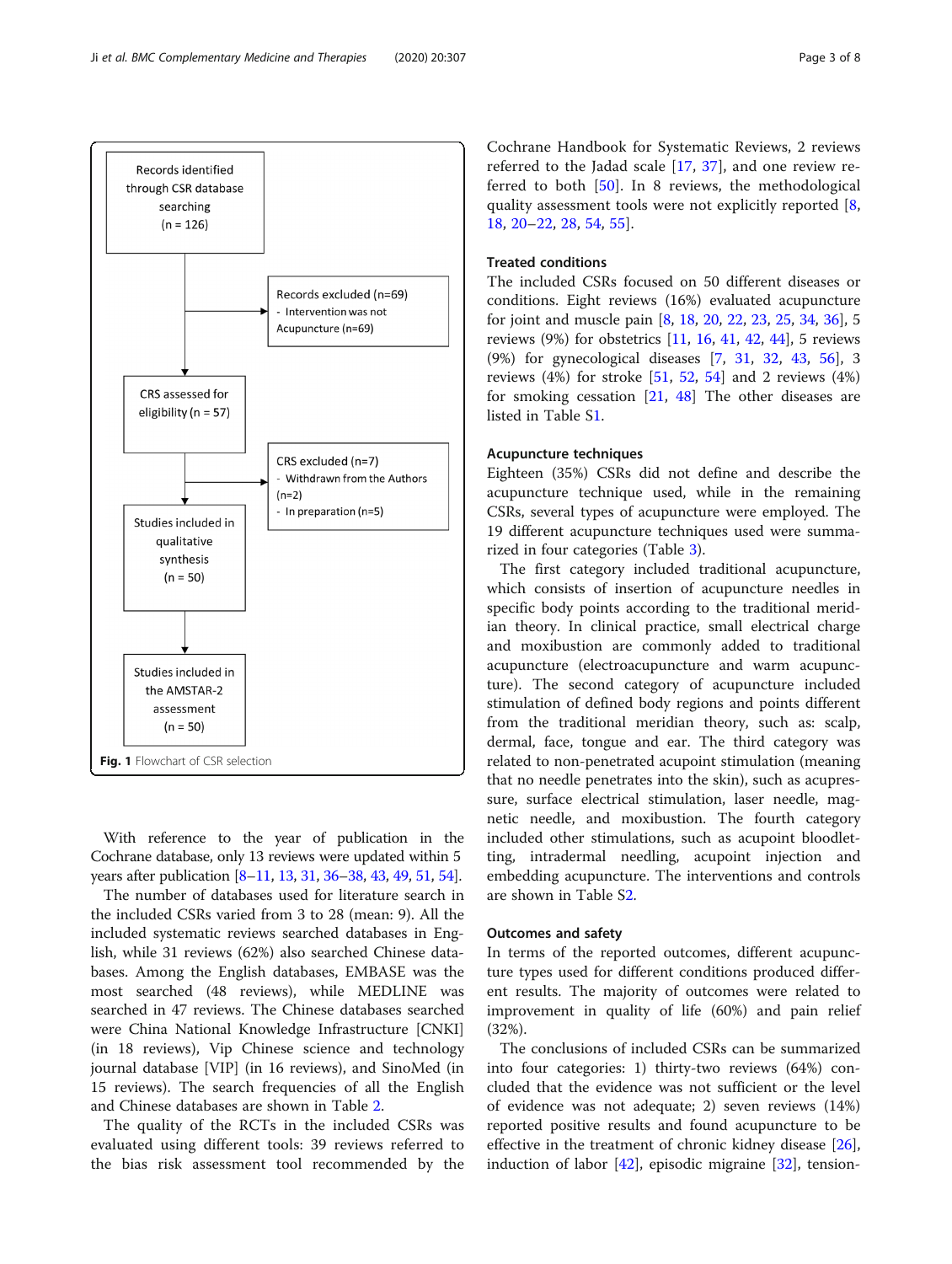Records identified through CSR database searching (n = 126)

Records excluded (n=69)
- Intervention was not Acupuncture (n=69)

CRS assessed for eligibility (n = 57)

CRS excluded (n=7)
- Withdrawn from the Authors (n=2)
- In preparation (n=5)

Studies included in qualitative synthesis (n = 50)

Studies included in the AMSTAR-2 assessment (n = 50)

**Fig. 1** Flowchart of CSR selection

With reference to the year of publication in the Cochrane database, only 13 reviews were updated within 5 years after publication [8–11, 13, 31, 36–38, 43, 49, 51, 54].

The number of databases used for literature search in the included CSRs varied from 3 to 28 (mean: 9). All the included systematic reviews searched databases in English, while 31 reviews (62%) also searched Chinese databases. Among the English databases, EMBASE was the most searched (48 reviews), while MEDLINE was searched in 47 reviews. The Chinese databases searched were China National Knowledge Infrastructure [CNKI] (in 18 reviews), Vip Chinese science and technology journal database [VIP] (in 16 reviews), and SinoMed (in 15 reviews). The search frequencies of all the English and Chinese databases are shown in Table 2.

The quality of the RCTs in the included CSRs was evaluated using different tools: 39 reviews referred to the bias risk assessment tool recommended by the Cochrane Handbook for Systematic Reviews, 2 reviews referred to the Jadad scale [17, 37], and one review referred to both [50]. In 8 reviews, the methodological quality assessment tools were not explicitly reported [8, 18, 20–22, 28, 54, 55].

## Treated conditions

The included CSRs focused on 50 different diseases or conditions. Eight reviews (16%) evaluated acupuncture for joint and muscle pain [8, 18, 20, 22, 23, 25, 34, 36], 5 reviews (9%) for obstetrics [11, 16, 41, 42, 44], 5 reviews (9%) for gynecological diseases [7, 31, 32, 43, 56], 3 reviews (4%) for stroke [51, 52, 54] and 2 reviews (4%) for smoking cessation [21, 48] The other diseases are listed in Table S1.

## Acupuncture techniques

Eighteen (35%) CSRs did not define and describe the acupuncture technique used, while in the remaining CSRs, several types of acupuncture were employed. The 19 different acupuncture techniques used were summarized in four categories (Table 3).

The first category included traditional acupuncture, which consists of insertion of acupuncture needles in specific body points according to the traditional meridian theory. In clinical practice, small electrical charge and moxibustion are commonly added to traditional acupuncture (electroacupuncture and warm acupuncture). The second category of acupuncture included stimulation of defined body regions and points different from the traditional meridian theory, such as: scalp, dermal, face, tongue and ear. The third category was related to non-penetrated acupoint stimulation (meaning that no needle penetrates into the skin), such as acupressure, surface electrical stimulation, laser needle, magnetic needle, and moxibustion. The fourth category included other stimulations, such as acupoint bloodletting, intradermal needling, acupoint injection and embedding acupuncture. The interventions and controls are shown in Table S2.

## Outcomes and safety

In terms of the reported outcomes, different acupuncture types used for different conditions produced different results. The majority of outcomes were related to improvement in quality of life (60%) and pain relief (32%).

The conclusions of included CSRs can be summarized into four categories: 1) thirty-two reviews (64%) concluded that the evidence was not sufficient or the level of evidence was not adequate; 2) seven reviews (14%) reported positive results and found acupuncture to be effective in the treatment of chronic kidney disease [26], induction of labor [42], episodic migraine [32], tension-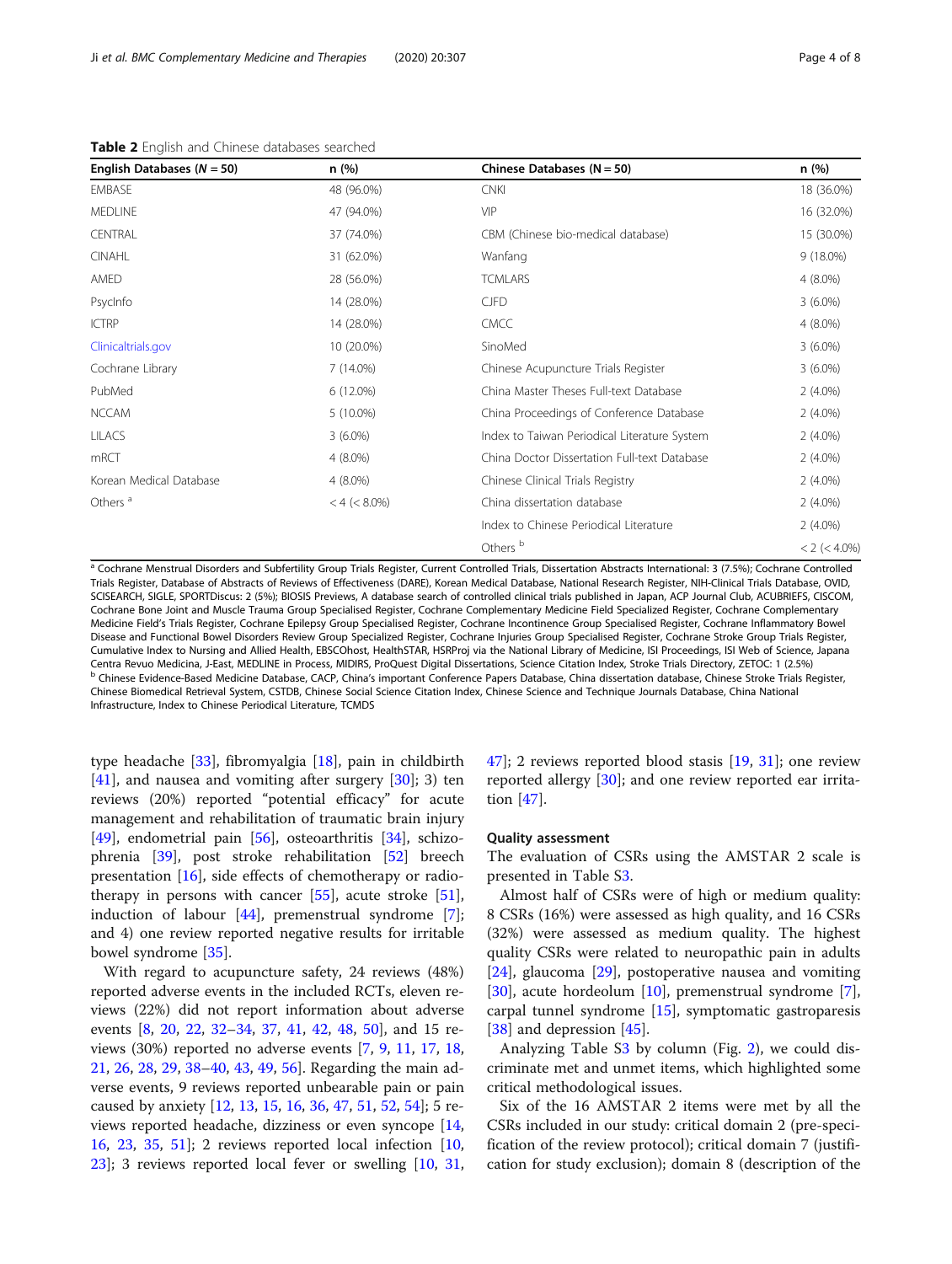**Table 2** English and Chinese databases searched

| English Databases (*N* = 50) | n (%) | Chinese Databases (N = 50) | n (%) |
|---|---|---|---|
| EMBASE | 48 (96.0%) | CNKI | 18 (36.0%) |
| MEDLINE | 47 (94.0%) | VIP | 16 (32.0%) |
| CENTRAL | 37 (74.0%) | CBM (Chinese bio-medical database) | 15 (30.0%) |
| CINAHL | 31 (62.0%) | Wanfang | 9 (18.0%) |
| AMED | 28 (56.0%) | TCMLARS | 4 (8.0%) |
| PsycInfo | 14 (28.0%) | CJFD | 3 (6.0%) |
| ICTRP | 14 (28.0%) | CMCC | 4 (8.0%) |
| Clinicaltrials.gov | 10 (20.0%) | SinoMed | 3 (6.0%) |
| Cochrane Library | 7 (14.0%) | Chinese Acupuncture Trials Register | 3 (6.0%) |
| PubMed | 6 (12.0%) | China Master Theses Full-text Database | 2 (4.0%) |
| NCCAM | 5 (10.0%) | China Proceedings of Conference Database | 2 (4.0%) |
| LILACS | 3 (6.0%) | Index to Taiwan Periodical Literature System | 2 (4.0%) |
| mRCT | 4 (8.0%) | China Doctor Dissertation Full-text Database | 2 (4.0%) |
| Korean Medical Database | 4 (8.0%) | Chinese Clinical Trials Registry | 2 (4.0%) |
| Others [a] | < 4 (< 8.0%) | China dissertation database | 2 (4.0%) |
| | | Index to Chinese Periodical Literature | 2 (4.0%) |
| | | Others [b] | < 2 (< 4.0%) |

[a] Cochrane Menstrual Disorders and Subfertility Group Trials Register, Current Controlled Trials, Dissertation Abstracts International: 3 (7.5%); Cochrane Controlled Trials Register, Database of Abstracts of Reviews of Effectiveness (DARE), Korean Medical Database, National Research Register, NIH-Clinical Trials Database, OVID, SCISEARCH, SIGLE, SPORTDiscus: 2 (5%); BIOSIS Previews, A database search of controlled clinical trials published in Japan, ACP Journal Club, ACUBRIEFS, CISCOM, Cochrane Bone Joint and Muscle Trauma Group Specialised Register, Cochrane Complementary Medicine Field Specialized Register, Cochrane Complementary Medicine Field's Trials Register, Cochrane Epilepsy Group Specialised Register, Cochrane Incontinence Group Specialised Register, Cochrane Inflammatory Bowel Disease and Functional Bowel Disorders Review Group Specialized Register, Cochrane Injuries Group Specialised Register, Cochrane Stroke Group Trials Register, Cumulative Index to Nursing and Allied Health, EBSCOhost, HealthSTAR, HSRProj via the National Library of Medicine, ISI Proceedings, ISI Web of Science, Japana Centra Revuo Medicina, J-East, MEDLINE in Process, MIDIRS, ProQuest Digital Dissertations, Science Citation Index, Stroke Trials Directory, ZETOC: 1 (2.5%)
[b] Chinese Evidence-Based Medicine Database, CACP, China's important Conference Papers Database, China dissertation database, Chinese Stroke Trials Register, Chinese Biomedical Retrieval System, CSTDB, Chinese Social Science Citation Index, Chinese Science and Technique Journals Database, China National Infrastructure, Index to Chinese Periodical Literature, TCMDS

type headache [33], fibromyalgia [18], pain in childbirth [41], and nausea and vomiting after surgery [30]; 3) ten reviews (20%) reported "potential efficacy" for acute management and rehabilitation of traumatic brain injury [49], endometrial pain [56], osteoarthritis [34], schizophrenia [39], post stroke rehabilitation [52] breech presentation [16], side effects of chemotherapy or radiotherapy in persons with cancer [55], acute stroke [51], induction of labour [44], premenstrual syndrome [7]; and 4) one review reported negative results for irritable bowel syndrome [35].

With regard to acupuncture safety, 24 reviews (48%) reported adverse events in the included RCTs, eleven reviews (22%) did not report information about adverse events [8, 20, 22, 32–34, 37, 41, 42, 48, 50], and 15 reviews (30%) reported no adverse events [7, 9, 11, 17, 18, 21, 26, 28, 29, 38–40, 43, 49, 56]. Regarding the main adverse events, 9 reviews reported unbearable pain or pain caused by anxiety [12, 13, 15, 16, 36, 47, 51, 52, 54]; 5 reviews reported headache, dizziness or even syncope [14, 16, 23, 35, 51]; 2 reviews reported local infection [10, 23]; 3 reviews reported local fever or swelling [10, 31, 47]; 2 reviews reported blood stasis [19, 31]; one review reported allergy [30]; and one review reported ear irritation [47].

### Quality assessment

The evaluation of CSRs using the AMSTAR 2 scale is presented in Table S3.

Almost half of CSRs were of high or medium quality: 8 CSRs (16%) were assessed as high quality, and 16 CSRs (32%) were assessed as medium quality. The highest quality CSRs were related to neuropathic pain in adults [24], glaucoma [29], postoperative nausea and vomiting [30], acute hordeolum [10], premenstrual syndrome [7], carpal tunnel syndrome [15], symptomatic gastroparesis [38] and depression [45].

Analyzing Table S3 by column (Fig. 2), we could discriminate met and unmet items, which highlighted some critical methodological issues.

Six of the 16 AMSTAR 2 items were met by all the CSRs included in our study: critical domain 2 (pre-specification of the review protocol); critical domain 7 (justification for study exclusion); domain 8 (description of the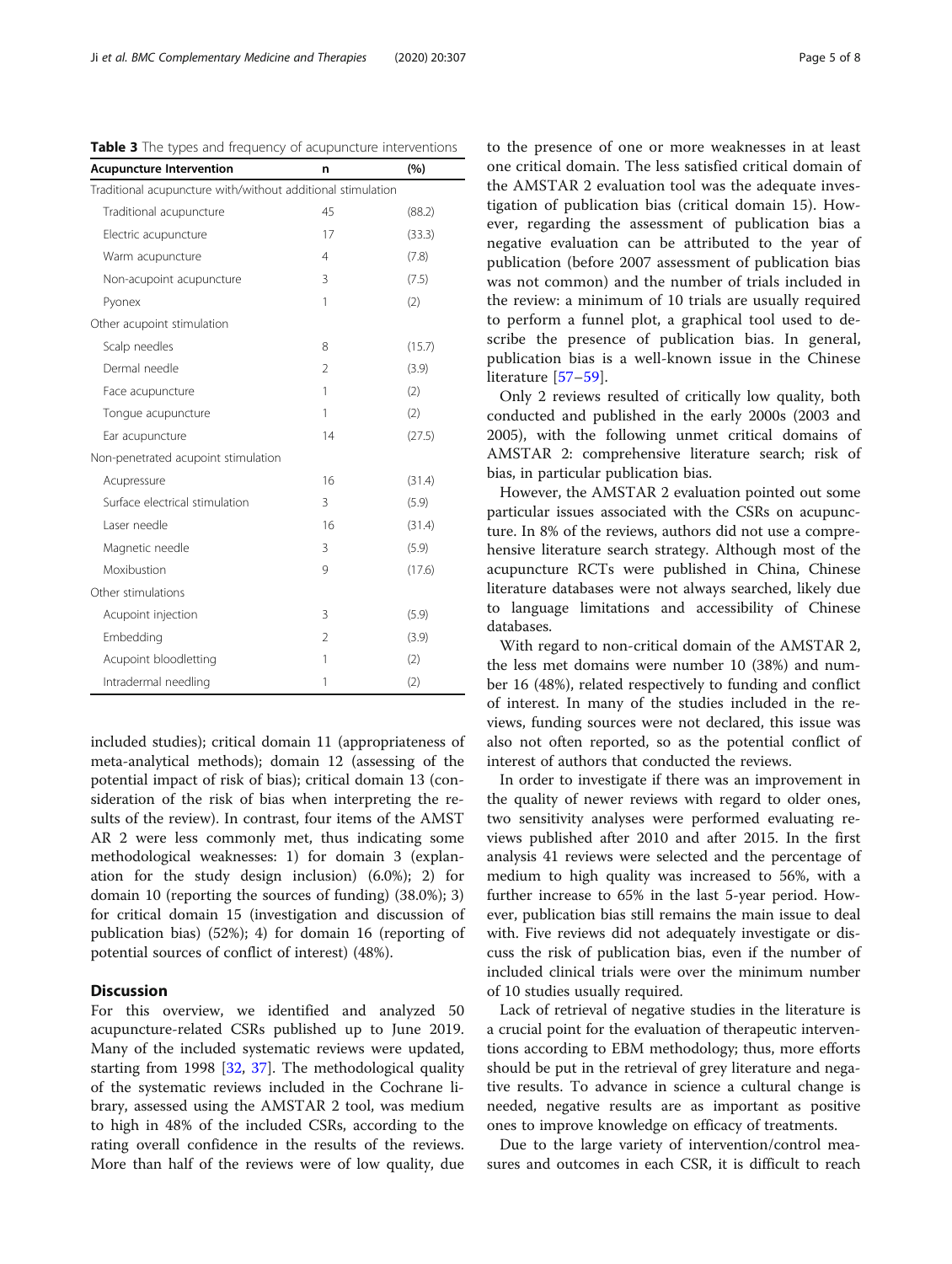**Table 3** The types and frequency of acupuncture interventions

| Acupuncture Intervention | n | (%) |
|---|---|---|
| Traditional acupuncture with/without additional stimulation | | |
| Traditional acupuncture | 45 | (88.2) |
| Electric acupuncture | 17 | (33.3) |
| Warm acupuncture | 4 | (7.8) |
| Non-acupoint acupuncture | 3 | (7.5) |
| Pyonex | 1 | (2) |
| Other acupoint stimulation | | |
| Scalp needles | 8 | (15.7) |
| Dermal needle | 2 | (3.9) |
| Face acupuncture | 1 | (2) |
| Tongue acupuncture | 1 | (2) |
| Ear acupuncture | 14 | (27.5) |
| Non-penetrated acupoint stimulation | | |
| Acupressure | 16 | (31.4) |
| Surface electrical stimulation | 3 | (5.9) |
| Laser needle | 16 | (31.4) |
| Magnetic needle | 3 | (5.9) |
| Moxibustion | 9 | (17.6) |
| Other stimulations | | |
| Acupoint injection | 3 | (5.9) |
| Embedding | 2 | (3.9) |
| Acupoint bloodletting | 1 | (2) |
| Intradermal needling | 1 | (2) |

included studies); critical domain 11 (appropriateness of meta-analytical methods); domain 12 (assessing of the potential impact of risk of bias); critical domain 13 (consideration of the risk of bias when interpreting the results of the review). In contrast, four items of the AMSTAR 2 were less commonly met, thus indicating some methodological weaknesses: 1) for domain 3 (explanation for the study design inclusion) (6.0%); 2) for domain 10 (reporting the sources of funding) (38.0%); 3) for critical domain 15 (investigation and discussion of publication bias) (52%); 4) for domain 16 (reporting of potential sources of conflict of interest) (48%).

## Discussion

For this overview, we identified and analyzed 50 acupuncture-related CSRs published up to June 2019. Many of the included systematic reviews were updated, starting from 1998 [32, 37]. The methodological quality of the systematic reviews included in the Cochrane library, assessed using the AMSTAR 2 tool, was medium to high in 48% of the included CSRs, according to the rating overall confidence in the results of the reviews. More than half of the reviews were of low quality, due to the presence of one or more weaknesses in at least one critical domain. The less satisfied critical domain of the AMSTAR 2 evaluation tool was the adequate investigation of publication bias (critical domain 15). However, regarding the assessment of publication bias a negative evaluation can be attributed to the year of publication (before 2007 assessment of publication bias was not common) and the number of trials included in the review: a minimum of 10 trials are usually required to perform a funnel plot, a graphical tool used to describe the presence of publication bias. In general, publication bias is a well-known issue in the Chinese literature [57–59].

Only 2 reviews resulted of critically low quality, both conducted and published in the early 2000s (2003 and 2005), with the following unmet critical domains of AMSTAR 2: comprehensive literature search; risk of bias, in particular publication bias.

However, the AMSTAR 2 evaluation pointed out some particular issues associated with the CSRs on acupuncture. In 8% of the reviews, authors did not use a comprehensive literature search strategy. Although most of the acupuncture RCTs were published in China, Chinese literature databases were not always searched, likely due to language limitations and accessibility of Chinese databases.

With regard to non-critical domain of the AMSTAR 2, the less met domains were number 10 (38%) and number 16 (48%), related respectively to funding and conflict of interest. In many of the studies included in the reviews, funding sources were not declared, this issue was also not often reported, so as the potential conflict of interest of authors that conducted the reviews.

In order to investigate if there was an improvement in the quality of newer reviews with regard to older ones, two sensitivity analyses were performed evaluating reviews published after 2010 and after 2015. In the first analysis 41 reviews were selected and the percentage of medium to high quality was increased to 56%, with a further increase to 65% in the last 5-year period. However, publication bias still remains the main issue to deal with. Five reviews did not adequately investigate or discuss the risk of publication bias, even if the number of included clinical trials were over the minimum number of 10 studies usually required.

Lack of retrieval of negative studies in the literature is a crucial point for the evaluation of therapeutic interventions according to EBM methodology; thus, more efforts should be put in the retrieval of grey literature and negative results. To advance in science a cultural change is needed, negative results are as important as positive ones to improve knowledge on efficacy of treatments.

Due to the large variety of intervention/control measures and outcomes in each CSR, it is difficult to reach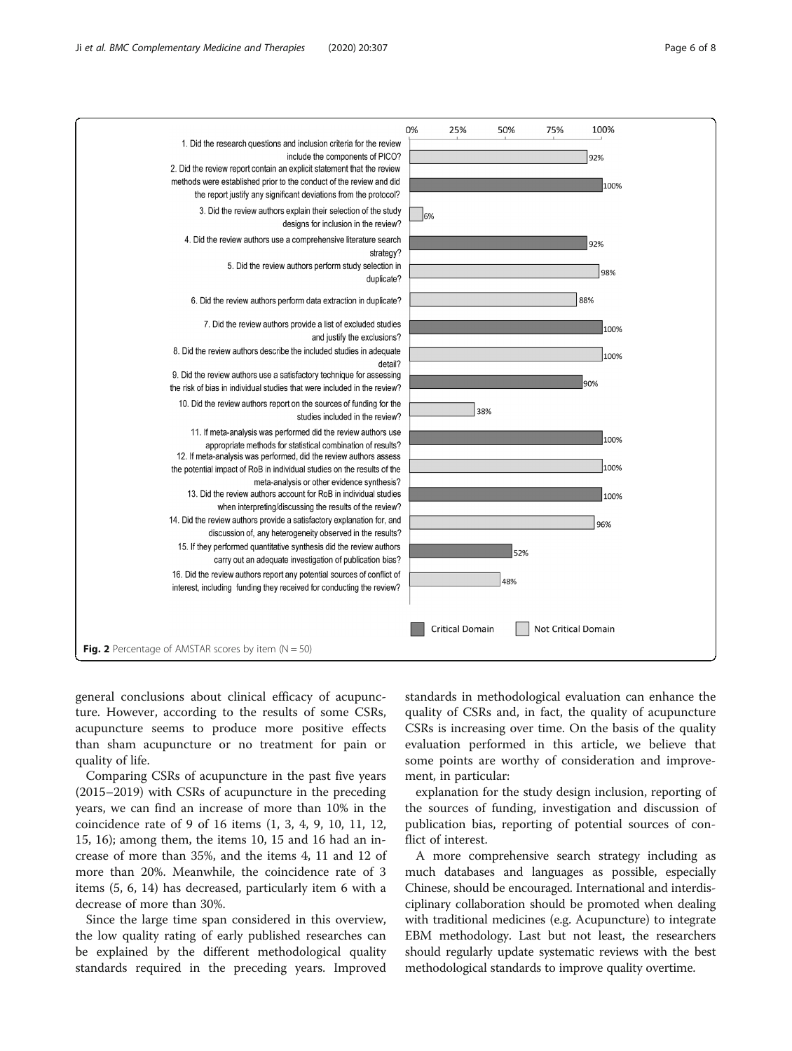| Item | Percentage | Domain |
| --- | --- | --- |
| 1. Did the research questions and inclusion criteria for the review include the components of PICO? | 92% | Not Critical Domain |
| 2. Did the review report contain an explicit statement that the review methods were established prior to the conduct of the review and did the report justify any significant deviations from the protocol? | 100% | Critical Domain |
| 3. Did the review authors explain their selection of the study designs for inclusion in the review? | 6% | Not Critical Domain |
| 4. Did the review authors use a comprehensive literature search strategy? | 92% | Critical Domain |
| 5. Did the review authors perform study selection in duplicate? | 98% | Not Critical Domain |
| 6. Did the review authors perform data extraction in duplicate? | 88% | Not Critical Domain |
| 7. Did the review authors provide a list of excluded studies and justify the exclusions? | 100% | Critical Domain |
| 8. Did the review authors describe the included studies in adequate detail? | 100% | Not Critical Domain |
| 9. Did the review authors use a satisfactory technique for assessing the risk of bias in individual studies that were included in the review? | 90% | Critical Domain |
| 10. Did the review authors report on the sources of funding for the studies included in the review? | 38% | Not Critical Domain |
| 11. If meta-analysis was performed did the review authors use appropriate methods for statistical combination of results? | 100% | Critical Domain |
| 12. If meta-analysis was performed, did the review authors assess the potential impact of RoB in individual studies on the results of the meta-analysis or other evidence synthesis? | 100% | Not Critical Domain |
| 13. Did the review authors account for RoB in individual studies when interpreting/discussing the results of the review? | 100% | Critical Domain |
| 14. Did the review authors provide a satisfactory explanation for, and discussion of, any heterogeneity observed in the results? | 96% | Not Critical Domain |
| 15. If they performed quantitative synthesis did the review authors carry out an adequate investigation of publication bias? | 52% | Critical Domain |
| 16. Did the review authors report any potential sources of conflict of interest, including funding they received for conducting the review? | 48% | Not Critical Domain |

**Fig. 2** Percentage of AMSTAR scores by item (N = 50)

general conclusions about clinical efficacy of acupuncture. However, according to the results of some CSRs, acupuncture seems to produce more positive effects than sham acupuncture or no treatment for pain or quality of life.

Comparing CSRs of acupuncture in the past five years (2015–2019) with CSRs of acupuncture in the preceding years, we can find an increase of more than 10% in the coincidence rate of 9 of 16 items (1, 3, 4, 9, 10, 11, 12, 15, 16); among them, the items 10, 15 and 16 had an increase of more than 35%, and the items 4, 11 and 12 of more than 20%. Meanwhile, the coincidence rate of 3 items (5, 6, 14) has decreased, particularly item 6 with a decrease of more than 30%.

Since the large time span considered in this overview, the low quality rating of early published researches can be explained by the different methodological quality standards required in the preceding years. Improved standards in methodological evaluation can enhance the quality of CSRs and, in fact, the quality of acupuncture CSRs is increasing over time. On the basis of the quality evaluation performed in this article, we believe that some points are worthy of consideration and improvement, in particular:

explanation for the study design inclusion, reporting of the sources of funding, investigation and discussion of publication bias, reporting of potential sources of conflict of interest.

A more comprehensive search strategy including as much databases and languages as possible, especially Chinese, should be encouraged. International and interdisciplinary collaboration should be promoted when dealing with traditional medicines (e.g. Acupuncture) to integrate EBM methodology. Last but not least, the researchers should regularly update systematic reviews with the best methodological standards to improve quality overtime.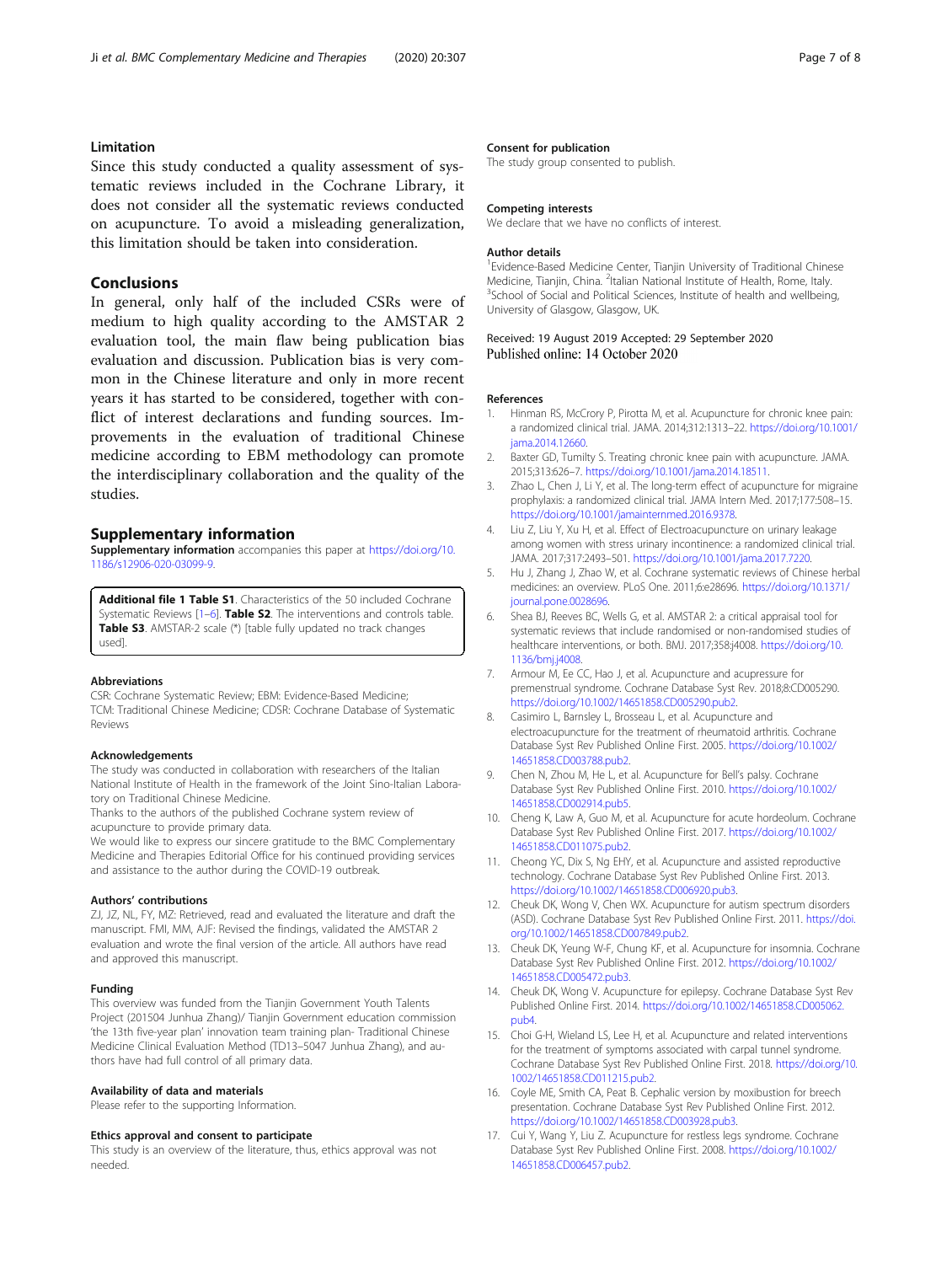## Limitation

Since this study conducted a quality assessment of systematic reviews included in the Cochrane Library, it does not consider all the systematic reviews conducted on acupuncture. To avoid a misleading generalization, this limitation should be taken into consideration.

## Conclusions

In general, only half of the included CSRs were of medium to high quality according to the AMSTAR 2 evaluation tool, the main flaw being publication bias evaluation and discussion. Publication bias is very common in the Chinese literature and only in more recent years it has started to be considered, together with conflict of interest declarations and funding sources. Improvements in the evaluation of traditional Chinese medicine according to EBM methodology can promote the interdisciplinary collaboration and the quality of the studies.

## Supplementary information

**Supplementary information** accompanies this paper at https://doi.org/10.1186/s12906-020-03099-9.

**Additional file 1 Table S1**. Characteristics of the 50 included Cochrane Systematic Reviews [1–6]. **Table S2**. The interventions and controls table. **Table S3**. AMSTAR-2 scale (*) [table fully updated no track changes used].

### Abbreviations

CSR: Cochrane Systematic Review; EBM: Evidence-Based Medicine; TCM: Traditional Chinese Medicine; CDSR: Cochrane Database of Systematic Reviews

### Acknowledgements

The study was conducted in collaboration with researchers of the Italian National Institute of Health in the framework of the Joint Sino-Italian Laboratory on Traditional Chinese Medicine.

Thanks to the authors of the published Cochrane system review of acupuncture to provide primary data.

We would like to express our sincere gratitude to the BMC Complementary Medicine and Therapies Editorial Office for his continued providing services and assistance to the author during the COVID-19 outbreak.

### Authors' contributions

ZJ, JZ, NL, FY, MZ: Retrieved, read and evaluated the literature and draft the manuscript. FMI, MM, AJF: Revised the findings, validated the AMSTAR 2 evaluation and wrote the final version of the article. All authors have read and approved this manuscript.

### Funding

This overview was funded from the Tianjin Government Youth Talents Project (201504 Junhua Zhang)/ Tianjin Government education commission 'the 13th five-year plan' innovation team training plan- Traditional Chinese Medicine Clinical Evaluation Method (TD13–5047 Junhua Zhang), and authors have had full control of all primary data.

### Availability of data and materials

Please refer to the supporting Information.

### Ethics approval and consent to participate

This study is an overview of the literature, thus, ethics approval was not needed.

### Consent for publication

The study group consented to publish.

### Competing interests

We declare that we have no conflicts of interest.

### Author details

[1]Evidence-Based Medicine Center, Tianjin University of Traditional Chinese Medicine, Tianjin, China. [2]Italian National Institute of Health, Rome, Italy. [3]School of Social and Political Sciences, Institute of health and wellbeing, University of Glasgow, Glasgow, UK.

Received: 19 August 2019 Accepted: 29 September 2020
Published online: 14 October 2020

### References

1. Hinman RS, McCrory P, Pirotta M, et al. Acupuncture for chronic knee pain: a randomized clinical trial. JAMA. 2014;312:1313–22. https://doi.org/10.1001/jama.2014.12660.
2. Baxter GD, Tumilty S. Treating chronic knee pain with acupuncture. JAMA. 2015;313:626–7. https://doi.org/10.1001/jama.2014.18511.
3. Zhao L, Chen J, Li Y, et al. The long-term effect of acupuncture for migraine prophylaxis: a randomized clinical trial. JAMA Intern Med. 2017;177:508–15. https://doi.org/10.1001/jamainternmed.2016.9378.
4. Liu Z, Liu Y, Xu H, et al. Effect of Electroacupuncture on urinary leakage among women with stress urinary incontinence: a randomized clinical trial. JAMA. 2017;317:2493–501. https://doi.org/10.1001/jama.2017.7220.
5. Hu J, Zhang J, Zhao W, et al. Cochrane systematic reviews of Chinese herbal medicines: an overview. PLoS One. 2011;6:e28696. https://doi.org/10.1371/journal.pone.0028696.
6. Shea BJ, Reeves BC, Wells G, et al. AMSTAR 2: a critical appraisal tool for systematic reviews that include randomised or non-randomised studies of healthcare interventions, or both. BMJ. 2017;358:j4008. https://doi.org/10.1136/bmj.j4008.
7. Armour M, Ee CC, Hao J, et al. Acupuncture and acupressure for premenstrual syndrome. Cochrane Database Syst Rev. 2018;8:CD005290. https://doi.org/10.1002/14651858.CD005290.pub2.
8. Casimiro L, Barnsley L, Brosseau L, et al. Acupuncture and electroacupuncture for the treatment of rheumatoid arthritis. Cochrane Database Syst Rev Published Online First. 2005. https://doi.org/10.1002/14651858.CD003788.pub2.
9. Chen N, Zhou M, He L, et al. Acupuncture for Bell's palsy. Cochrane Database Syst Rev Published Online First. 2010. https://doi.org/10.1002/14651858.CD002914.pub5.
10. Cheng K, Law A, Guo M, et al. Acupuncture for acute hordeolum. Cochrane Database Syst Rev Published Online First. 2017. https://doi.org/10.1002/14651858.CD011075.pub2.
11. Cheong YC, Dix S, Ng EHY, et al. Acupuncture and assisted reproductive technology. Cochrane Database Syst Rev Published Online First. 2013. https://doi.org/10.1002/14651858.CD006920.pub3.
12. Cheuk DK, Wong V, Chen WX. Acupuncture for autism spectrum disorders (ASD). Cochrane Database Syst Rev Published Online First. 2011. https://doi.org/10.1002/14651858.CD007849.pub2.
13. Cheuk DK, Yeung W-F, Chung KF, et al. Acupuncture for insomnia. Cochrane Database Syst Rev Published Online First. 2012. https://doi.org/10.1002/14651858.CD005472.pub3.
14. Cheuk DK, Wong V. Acupuncture for epilepsy. Cochrane Database Syst Rev Published Online First. 2014. https://doi.org/10.1002/14651858.CD005062.pub4.
15. Choi G-H, Wieland LS, Lee H, et al. Acupuncture and related interventions for the treatment of symptoms associated with carpal tunnel syndrome. Cochrane Database Syst Rev Published Online First. 2018. https://doi.org/10.1002/14651858.CD011215.pub2.
16. Coyle ME, Smith CA, Peat B. Cephalic version by moxibustion for breech presentation. Cochrane Database Syst Rev Published Online First. 2012. https://doi.org/10.1002/14651858.CD003928.pub3.
17. Cui Y, Wang Y, Liu Z. Acupuncture for restless legs syndrome. Cochrane Database Syst Rev Published Online First. 2008. https://doi.org/10.1002/14651858.CD006457.pub2.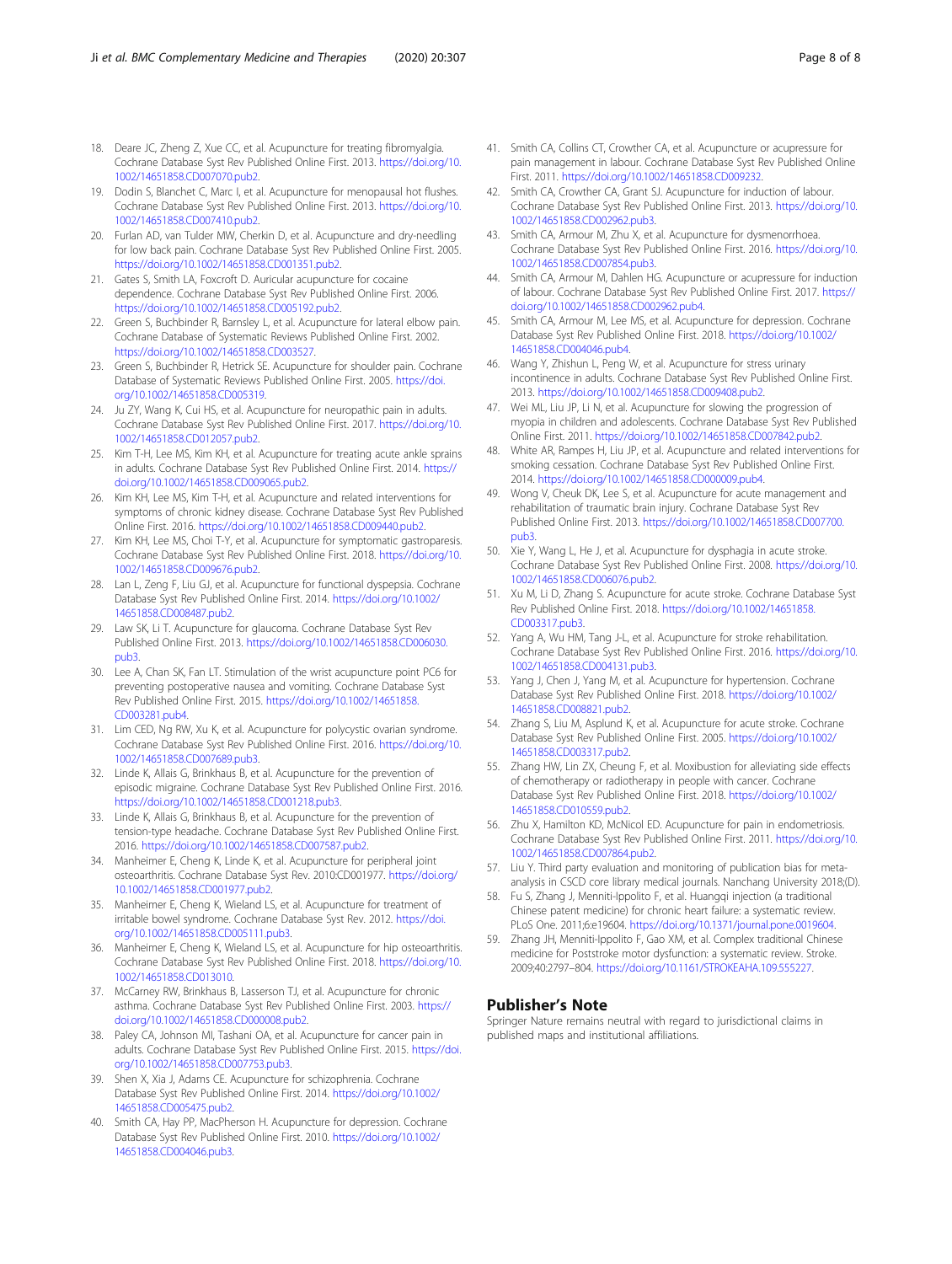18. Deare JC, Zheng Z, Xue CC, et al. Acupuncture for treating fibromyalgia. Cochrane Database Syst Rev Published Online First. 2013. https://doi.org/10.1002/14651858.CD007070.pub2.
19. Dodin S, Blanchet C, Marc I, et al. Acupuncture for menopausal hot flushes. Cochrane Database Syst Rev Published Online First. 2013. https://doi.org/10.1002/14651858.CD007410.pub2.
20. Furlan AD, van Tulder MW, Cherkin D, et al. Acupuncture and dry-needling for low back pain. Cochrane Database Syst Rev Published Online First. 2005. https://doi.org/10.1002/14651858.CD001351.pub2.
21. Gates S, Smith LA, Foxcroft D. Auricular acupuncture for cocaine dependence. Cochrane Database Syst Rev Published Online First. 2006. https://doi.org/10.1002/14651858.CD005192.pub2.
22. Green S, Buchbinder R, Barnsley L, et al. Acupuncture for lateral elbow pain. Cochrane Database of Systematic Reviews Published Online First. 2002. https://doi.org/10.1002/14651858.CD003527.
23. Green S, Buchbinder R, Hetrick SE. Acupuncture for shoulder pain. Cochrane Database of Systematic Reviews Published Online First. 2005. https://doi.org/10.1002/14651858.CD005319.
24. Ju ZY, Wang K, Cui HS, et al. Acupuncture for neuropathic pain in adults. Cochrane Database Syst Rev Published Online First. 2017. https://doi.org/10.1002/14651858.CD012057.pub2.
25. Kim T-H, Lee MS, Kim KH, et al. Acupuncture for treating acute ankle sprains in adults. Cochrane Database Syst Rev Published Online First. 2014. https://doi.org/10.1002/14651858.CD009065.pub2.
26. Kim KH, Lee MS, Kim T-H, et al. Acupuncture and related interventions for symptoms of chronic kidney disease. Cochrane Database Syst Rev Published Online First. 2016. https://doi.org/10.1002/14651858.CD009440.pub2.
27. Kim KH, Lee MS, Choi T-Y, et al. Acupuncture for symptomatic gastroparesis. Cochrane Database Syst Rev Published Online First. 2018. https://doi.org/10.1002/14651858.CD009676.pub2.
28. Lan L, Zeng F, Liu GJ, et al. Acupuncture for functional dyspepsia. Cochrane Database Syst Rev Published Online First. 2014. https://doi.org/10.1002/14651858.CD008487.pub2.
29. Law SK, Li T. Acupuncture for glaucoma. Cochrane Database Syst Rev Published Online First. 2013. https://doi.org/10.1002/14651858.CD006030.pub3.
30. Lee A, Chan SK, Fan LT. Stimulation of the wrist acupuncture point PC6 for preventing postoperative nausea and vomiting. Cochrane Database Syst Rev Published Online First. 2015. https://doi.org/10.1002/14651858.CD003281.pub4.
31. Lim CED, Ng RW, Xu K, et al. Acupuncture for polycystic ovarian syndrome. Cochrane Database Syst Rev Published Online First. 2016. https://doi.org/10.1002/14651858.CD007689.pub3.
32. Linde K, Allais G, Brinkhaus B, et al. Acupuncture for the prevention of episodic migraine. Cochrane Database Syst Rev Published Online First. 2016. https://doi.org/10.1002/14651858.CD001218.pub3.
33. Linde K, Allais G, Brinkhaus B, et al. Acupuncture for the prevention of tension-type headache. Cochrane Database Syst Rev Published Online First. 2016. https://doi.org/10.1002/14651858.CD007587.pub2.
34. Manheimer E, Cheng K, Linde K, et al. Acupuncture for peripheral joint osteoarthritis. Cochrane Database Syst Rev. 2010:CD001977. https://doi.org/10.1002/14651858.CD001977.pub2.
35. Manheimer E, Cheng K, Wieland LS, et al. Acupuncture for treatment of irritable bowel syndrome. Cochrane Database Syst Rev. 2012. https://doi.org/10.1002/14651858.CD005111.pub3.
36. Manheimer E, Cheng K, Wieland LS, et al. Acupuncture for hip osteoarthritis. Cochrane Database Syst Rev Published Online First. 2018. https://doi.org/10.1002/14651858.CD013010.
37. McCarney RW, Brinkhaus B, Lasserson TJ, et al. Acupuncture for chronic asthma. Cochrane Database Syst Rev Published Online First. 2003. https://doi.org/10.1002/14651858.CD000008.pub2.
38. Paley CA, Johnson MI, Tashani OA, et al. Acupuncture for cancer pain in adults. Cochrane Database Syst Rev Published Online First. 2015. https://doi.org/10.1002/14651858.CD007753.pub3.
39. Shen X, Xia J, Adams CE. Acupuncture for schizophrenia. Cochrane Database Syst Rev Published Online First. 2014. https://doi.org/10.1002/14651858.CD005475.pub2.
40. Smith CA, Hay PP, MacPherson H. Acupuncture for depression. Cochrane Database Syst Rev Published Online First. 2010. https://doi.org/10.1002/14651858.CD004046.pub3.
41. Smith CA, Collins CT, Crowther CA, et al. Acupuncture or acupressure for pain management in labour. Cochrane Database Syst Rev Published Online First. 2011. https://doi.org/10.1002/14651858.CD009232.
42. Smith CA, Crowther CA, Grant SJ. Acupuncture for induction of labour. Cochrane Database Syst Rev Published Online First. 2013. https://doi.org/10.1002/14651858.CD002962.pub3.
43. Smith CA, Armour M, Zhu X, et al. Acupuncture for dysmenorrhoea. Cochrane Database Syst Rev Published Online First. 2016. https://doi.org/10.1002/14651858.CD007854.pub3.
44. Smith CA, Armour M, Dahlen HG. Acupuncture or acupressure for induction of labour. Cochrane Database Syst Rev Published Online First. 2017. https://doi.org/10.1002/14651858.CD002962.pub4.
45. Smith CA, Armour M, Lee MS, et al. Acupuncture for depression. Cochrane Database Syst Rev Published Online First. 2018. https://doi.org/10.1002/14651858.CD004046.pub4.
46. Wang Y, Zhishun L, Peng W, et al. Acupuncture for stress urinary incontinence in adults. Cochrane Database Syst Rev Published Online First. 2013. https://doi.org/10.1002/14651858.CD009408.pub2.
47. Wei ML, Liu JP, Li N, et al. Acupuncture for slowing the progression of myopia in children and adolescents. Cochrane Database Syst Rev Published Online First. 2011. https://doi.org/10.1002/14651858.CD007842.pub2.
48. White AR, Rampes H, Liu JP, et al. Acupuncture and related interventions for smoking cessation. Cochrane Database Syst Rev Published Online First. 2014. https://doi.org/10.1002/14651858.CD000009.pub4.
49. Wong V, Cheuk DK, Lee S, et al. Acupuncture for acute management and rehabilitation of traumatic brain injury. Cochrane Database Syst Rev Published Online First. 2013. https://doi.org/10.1002/14651858.CD007700.pub3.
50. Xie Y, Wang L, He J, et al. Acupuncture for dysphagia in acute stroke. Cochrane Database Syst Rev Published Online First. 2008. https://doi.org/10.1002/14651858.CD006076.pub2.
51. Xu M, Li D, Zhang S. Acupuncture for acute stroke. Cochrane Database Syst Rev Published Online First. 2018. https://doi.org/10.1002/14651858.CD003317.pub3.
52. Yang A, Wu HM, Tang J-L, et al. Acupuncture for stroke rehabilitation. Cochrane Database Syst Rev Published Online First. 2016. https://doi.org/10.1002/14651858.CD004131.pub3.
53. Yang J, Chen J, Yang M, et al. Acupuncture for hypertension. Cochrane Database Syst Rev Published Online First. 2018. https://doi.org/10.1002/14651858.CD008821.pub2.
54. Zhang S, Liu M, Asplund K, et al. Acupuncture for acute stroke. Cochrane Database Syst Rev Published Online First. 2005. https://doi.org/10.1002/14651858.CD003317.pub2.
55. Zhang HW, Lin ZX, Cheung F, et al. Moxibustion for alleviating side effects of chemotherapy or radiotherapy in people with cancer. Cochrane Database Syst Rev Published Online First. 2018. https://doi.org/10.1002/14651858.CD010559.pub2.
56. Zhu X, Hamilton KD, McNicol ED. Acupuncture for pain in endometriosis. Cochrane Database Syst Rev Published Online First. 2011. https://doi.org/10.1002/14651858.CD007864.pub2.
57. Liu Y. Third party evaluation and monitoring of publication bias for meta-analysis in CSCD core library medical journals. Nanchang University 2018;(D).
58. Fu S, Zhang J, Menniti-Ippolito F, et al. Huangqi injection (a traditional Chinese patent medicine) for chronic heart failure: a systematic review. PLoS One. 2011;6:e19604. https://doi.org/10.1371/journal.pone.0019604.
59. Zhang JH, Menniti-Ippolito F, Gao XM, et al. Complex traditional Chinese medicine for Poststroke motor dysfunction: a systematic review. Stroke. 2009;40:2797–804. https://doi.org/10.1161/STROKEAHA.109.555227.

## Publisher's Note

Springer Nature remains neutral with regard to jurisdictional claims in published maps and institutional affiliations.